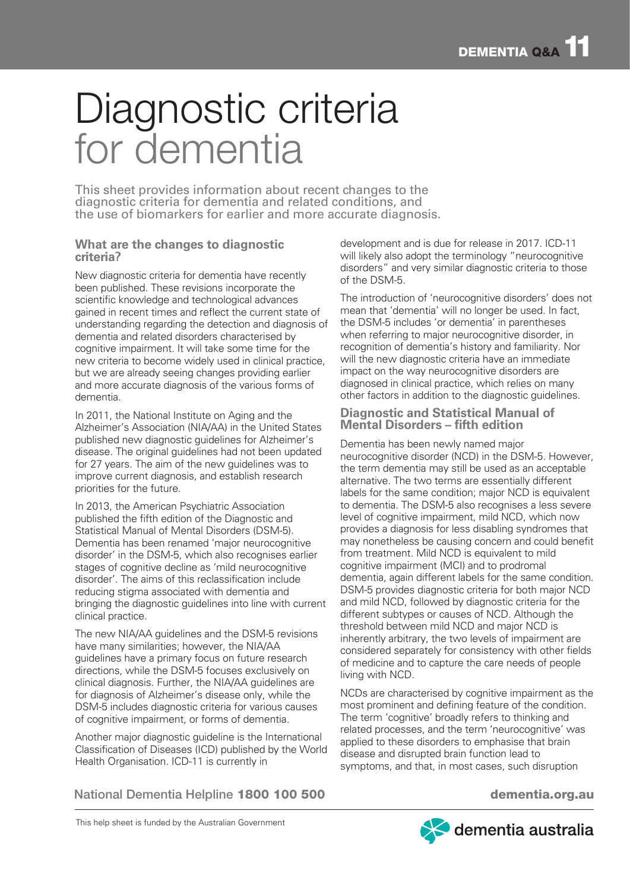# Diagnostic criteria for dementia

This sheet provides information about recent changes to the diagnostic criteria for dementia and related conditions, and the use of biomarkers for earlier and more accurate diagnosis.

## What are the changes to diagnostic criteria?

New diagnostic criteria for dementia have recently been published. These revisions incorporate the scientific knowledge and technological advances gained in recent times and reflect the current state of understanding regarding the detection and diagnosis of dementia and related disorders characterised by cognitive impairment. It will take some time for the new criteria to become widely used in clinical practice, but we are already seeing changes providing earlier and more accurate diagnosis of the various forms of dementia.

In 2011, the National Institute on Aging and the Alzheimer's Association (NIA/AA) in the United States published new diagnostic guidelines for Alzheimer's disease. The original guidelines had not been updated for 27 years. The aim of the new guidelines was to improve current diagnosis, and establish research priorities for the future.

In 2013, the American Psychiatric Association published the fifth edition of the Diagnostic and Statistical Manual of Mental Disorders (DSM-5). Dementia has been renamed 'major neurocognitive disorder' in the DSM-5, which also recognises earlier stages of cognitive decline as 'mild neurocognitive disorder'. The aims of this reclassification include reducing stigma associated with dementia and bringing the diagnostic guidelines into line with current clinical practice.

The new NIA/AA guidelines and the DSM-5 revisions have many similarities; however, the NIA/AA guidelines have a primary focus on future research directions, while the DSM-5 focuses exclusively on clinical diagnosis. Further, the NIA/AA guidelines are for diagnosis of Alzheimer's disease only, while the DSM-5 includes diagnostic criteria for various causes of cognitive impairment, or forms of dementia.

Another major diagnostic guideline is the International Classification of Diseases (ICD) published by the World Health Organisation. ICD-11 is currently in development and is due for release in 2017. ICD-11 will likely also adopt the terminology "neurocognitive disorders" and very similar diagnostic criteria to those of the DSM-5.

The introduction of 'neurocognitive disorders' does not mean that 'dementia' will no longer be used. In fact, the DSM-5 includes 'or dementia' in parentheses when referring to major neurocognitive disorder, in recognition of dementia's history and familiarity. Nor will the new diagnostic criteria have an immediate impact on the way neurocognitive disorders are diagnosed in clinical practice, which relies on many other factors in addition to the diagnostic guidelines.

## Diagnostic and Statistical Manual of Mental Disorders – fifth edition

Dementia has been newly named major neurocognitive disorder (NCD) in the DSM-5. However, the term dementia may still be used as an acceptable alternative. The two terms are essentially different labels for the same condition; major NCD is equivalent to dementia. The DSM-5 also recognises a less severe level of cognitive impairment, mild NCD, which now provides a diagnosis for less disabling syndromes that may nonetheless be causing concern and could benefit from treatment. Mild NCD is equivalent to mild cognitive impairment (MCI) and to prodromal dementia, again different labels for the same condition. DSM-5 provides diagnostic criteria for both major NCD and mild NCD, followed by diagnostic criteria for the different subtypes or causes of NCD. Although the threshold between mild NCD and major NCD is inherently arbitrary, the two levels of impairment are considered separately for consistency with other fields of medicine and to capture the care needs of people living with NCD.

NCDs are characterised by cognitive impairment as the most prominent and defining feature of the condition. The term 'cognitive' broadly refers to thinking and related processes, and the term 'neurocognitive' was applied to these disorders to emphasise that brain disease and disrupted brain function lead to symptoms, and that, in most cases, such disruption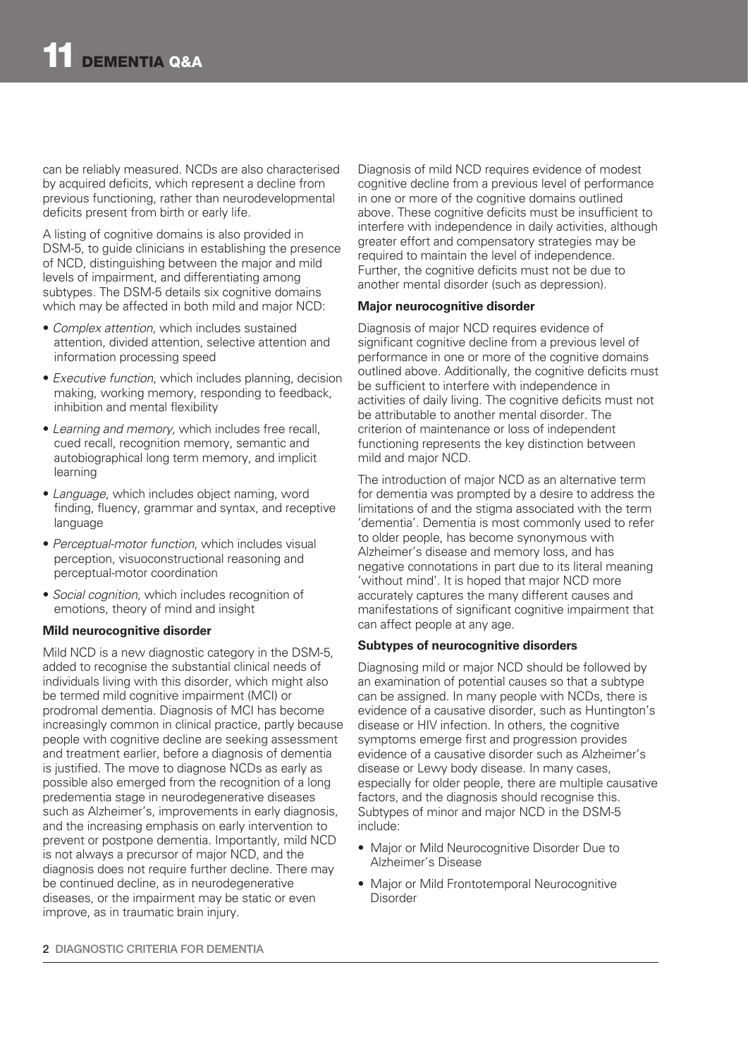can be reliably measured. NCDs are also characterised by acquired deficits, which represent a decline from previous functioning, rather than neurodevelopmental deficits present from birth or early life.

A listing of cognitive domains is also provided in DSM-5, to guide clinicians in establishing the presence of NCD, distinguishing between the major and mild levels of impairment, and differentiating among subtypes. The DSM-5 details six cognitive domains which may be affected in both mild and major NCD:

- *Complex attention*, which includes sustained attention, divided attention, selective attention and information processing speed
- *Executive function*, which includes planning, decision making, working memory, responding to feedback, inhibition and mental flexibility
- *Learning and memory*, which includes free recall, cued recall, recognition memory, semantic and autobiographical long term memory, and implicit learning
- *Language*, which includes object naming, word finding, fluency, grammar and syntax, and receptive language
- *Perceptual-motor function*, which includes visual perception, visuoconstructional reasoning and perceptual-motor coordination
- *Social cognition*, which includes recognition of emotions, theory of mind and insight

**Mild neurocognitive disorder**

Mild NCD is a new diagnostic category in the DSM-5, added to recognise the substantial clinical needs of individuals living with this disorder, which might also be termed mild cognitive impairment (MCI) or prodromal dementia. Diagnosis of MCI has become increasingly common in clinical practice, partly because people with cognitive decline are seeking assessment and treatment earlier, before a diagnosis of dementia is justified. The move to diagnose NCDs as early as possible also emerged from the recognition of a long predementia stage in neurodegenerative diseases such as Alzheimer's, improvements in early diagnosis, and the increasing emphasis on early intervention to prevent or postpone dementia. Importantly, mild NCD is not always a precursor of major NCD, and the diagnosis does not require further decline. There may be continued decline, as in neurodegenerative diseases, or the impairment may be static or even improve, as in traumatic brain injury.

Diagnosis of mild NCD requires evidence of modest cognitive decline from a previous level of performance in one or more of the cognitive domains outlined above. These cognitive deficits must be insufficient to interfere with independence in daily activities, although greater effort and compensatory strategies may be required to maintain the level of independence. Further, the cognitive deficits must not be due to another mental disorder (such as depression).

**Major neurocognitive disorder**

Diagnosis of major NCD requires evidence of significant cognitive decline from a previous level of performance in one or more of the cognitive domains outlined above. Additionally, the cognitive deficits must be sufficient to interfere with independence in activities of daily living. The cognitive deficits must not be attributable to another mental disorder. The criterion of maintenance or loss of independent functioning represents the key distinction between mild and major NCD.

The introduction of major NCD as an alternative term for dementia was prompted by a desire to address the limitations of and the stigma associated with the term 'dementia'. Dementia is most commonly used to refer to older people, has become synonymous with Alzheimer's disease and memory loss, and has negative connotations in part due to its literal meaning 'without mind'. It is hoped that major NCD more accurately captures the many different causes and manifestations of significant cognitive impairment that can affect people at any age.

**Subtypes of neurocognitive disorders**

Diagnosing mild or major NCD should be followed by an examination of potential causes so that a subtype can be assigned. In many people with NCDs, there is evidence of a causative disorder, such as Huntington's disease or HIV infection. In others, the cognitive symptoms emerge first and progression provides evidence of a causative disorder such as Alzheimer's disease or Lewy body disease. In many cases, especially for older people, there are multiple causative factors, and the diagnosis should recognise this. Subtypes of minor and major NCD in the DSM-5 include:

- Major or Mild Neurocognitive Disorder Due to Alzheimer's Disease
- Major or Mild Frontotemporal Neurocognitive Disorder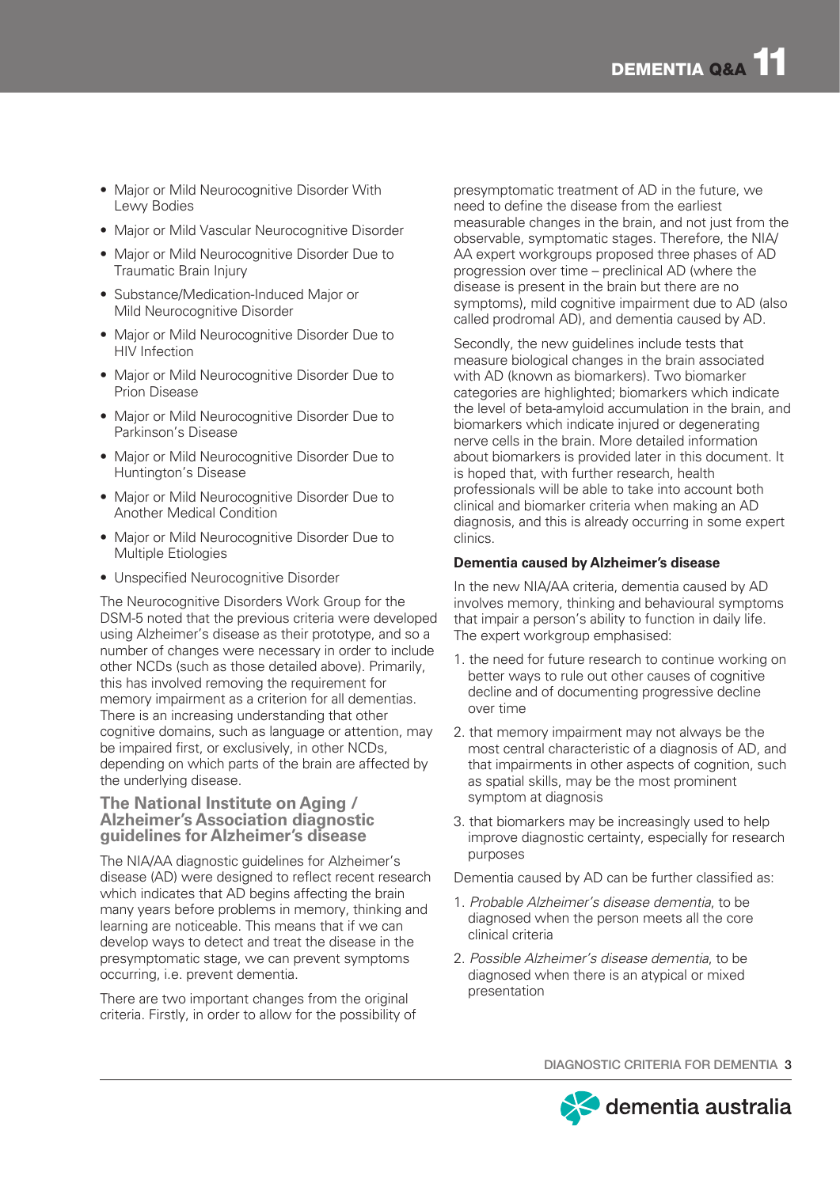- Major or Mild Neurocognitive Disorder With Lewy Bodies
- Major or Mild Vascular Neurocognitive Disorder
- Major or Mild Neurocognitive Disorder Due to Traumatic Brain Injury
- Substance/Medication-Induced Major or Mild Neurocognitive Disorder
- Major or Mild Neurocognitive Disorder Due to HIV Infection
- Major or Mild Neurocognitive Disorder Due to Prion Disease
- Major or Mild Neurocognitive Disorder Due to Parkinson's Disease
- Major or Mild Neurocognitive Disorder Due to Huntington's Disease
- Major or Mild Neurocognitive Disorder Due to Another Medical Condition
- Major or Mild Neurocognitive Disorder Due to Multiple Etiologies
- Unspecified Neurocognitive Disorder

The Neurocognitive Disorders Work Group for the DSM-5 noted that the previous criteria were developed using Alzheimer's disease as their prototype, and so a number of changes were necessary in order to include other NCDs (such as those detailed above). Primarily, this has involved removing the requirement for memory impairment as a criterion for all dementias. There is an increasing understanding that other cognitive domains, such as language or attention, may be impaired first, or exclusively, in other NCDs, depending on which parts of the brain are affected by the underlying disease.

## The National Institute on Aging / Alzheimer's Association diagnostic guidelines for Alzheimer's disease

The NIA/AA diagnostic guidelines for Alzheimer's disease (AD) were designed to reflect recent research which indicates that AD begins affecting the brain many years before problems in memory, thinking and learning are noticeable. This means that if we can develop ways to detect and treat the disease in the presymptomatic stage, we can prevent symptoms occurring, i.e. prevent dementia.

There are two important changes from the original criteria. Firstly, in order to allow for the possibility of presymptomatic treatment of AD in the future, we need to define the disease from the earliest measurable changes in the brain, and not just from the observable, symptomatic stages. Therefore, the NIA/AA expert workgroups proposed three phases of AD progression over time – preclinical AD (where the disease is present in the brain but there are no symptoms), mild cognitive impairment due to AD (also called prodromal AD), and dementia caused by AD.

Secondly, the new guidelines include tests that measure biological changes in the brain associated with AD (known as biomarkers). Two biomarker categories are highlighted; biomarkers which indicate the level of beta-amyloid accumulation in the brain, and biomarkers which indicate injured or degenerating nerve cells in the brain. More detailed information about biomarkers is provided later in this document. It is hoped that, with further research, health professionals will be able to take into account both clinical and biomarker criteria when making an AD diagnosis, and this is already occurring in some expert clinics.

### Dementia caused by Alzheimer's disease

In the new NIA/AA criteria, dementia caused by AD involves memory, thinking and behavioural symptoms that impair a person's ability to function in daily life. The expert workgroup emphasised:

1. the need for future research to continue working on better ways to rule out other causes of cognitive decline and of documenting progressive decline over time
2. that memory impairment may not always be the most central characteristic of a diagnosis of AD, and that impairments in other aspects of cognition, such as spatial skills, may be the most prominent symptom at diagnosis
3. that biomarkers may be increasingly used to help improve diagnostic certainty, especially for research purposes

Dementia caused by AD can be further classified as:

1. *Probable Alzheimer's disease dementia*, to be diagnosed when the person meets all the core clinical criteria
2. *Possible Alzheimer's disease dementia*, to be diagnosed when there is an atypical or mixed presentation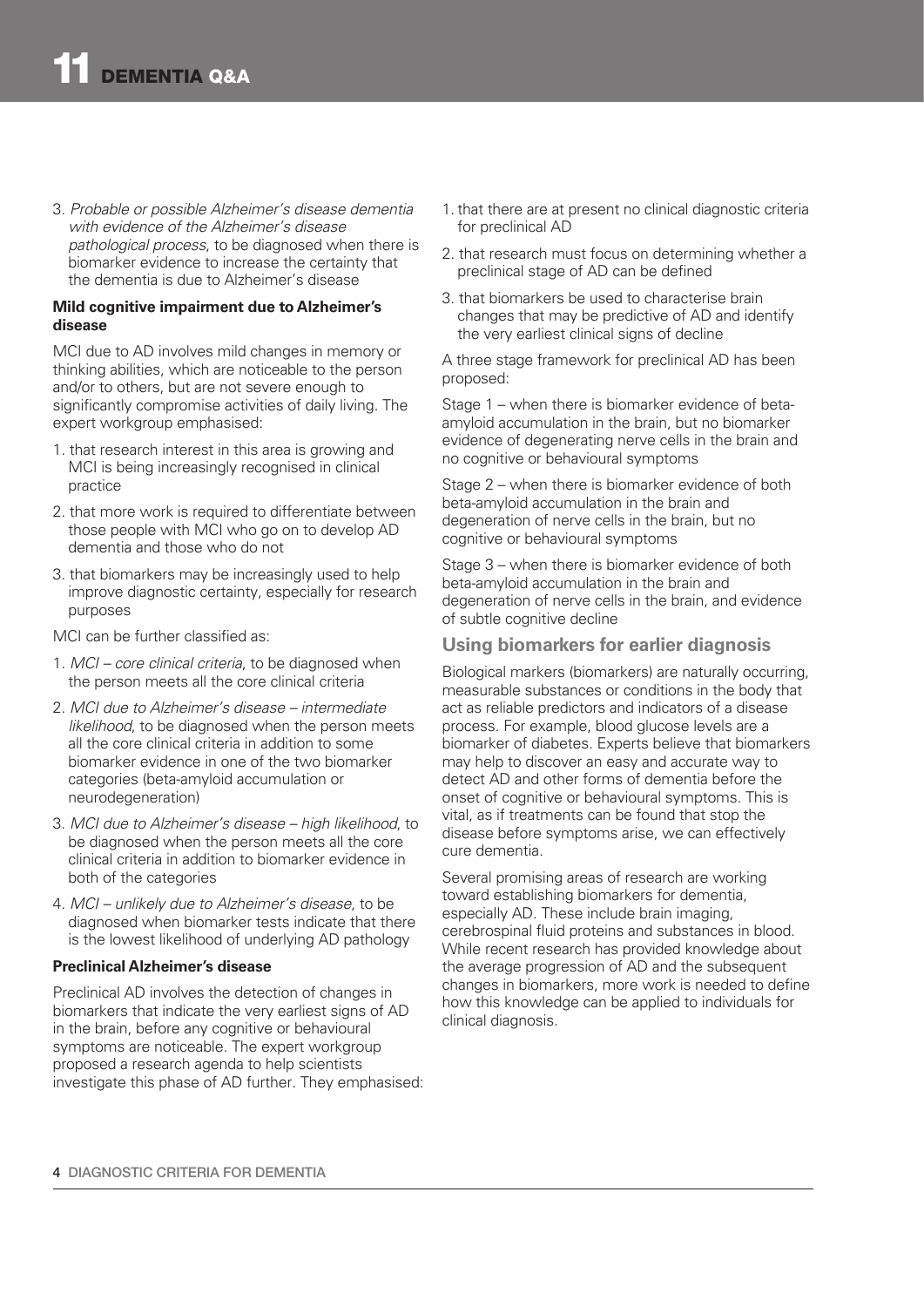3. *Probable or possible Alzheimer's disease dementia with evidence of the Alzheimer's disease pathological process*, to be diagnosed when there is biomarker evidence to increase the certainty that the dementia is due to Alzheimer's disease

#### Mild cognitive impairment due to Alzheimer's disease

MCI due to AD involves mild changes in memory or thinking abilities, which are noticeable to the person and/or to others, but are not severe enough to significantly compromise activities of daily living. The expert workgroup emphasised:

1. that research interest in this area is growing and MCI is being increasingly recognised in clinical practice
2. that more work is required to differentiate between those people with MCI who go on to develop AD dementia and those who do not
3. that biomarkers may be increasingly used to help improve diagnostic certainty, especially for research purposes

MCI can be further classified as:

1. *MCI – core clinical criteria*, to be diagnosed when the person meets all the core clinical criteria
2. *MCI due to Alzheimer's disease – intermediate likelihood*, to be diagnosed when the person meets all the core clinical criteria in addition to some biomarker evidence in one of the two biomarker categories (beta-amyloid accumulation or neurodegeneration)
3. *MCI due to Alzheimer's disease – high likelihood*, to be diagnosed when the person meets all the core clinical criteria in addition to biomarker evidence in both of the categories
4. *MCI – unlikely due to Alzheimer's disease*, to be diagnosed when biomarker tests indicate that there is the lowest likelihood of underlying AD pathology

#### Preclinical Alzheimer's disease

Preclinical AD involves the detection of changes in biomarkers that indicate the very earliest signs of AD in the brain, before any cognitive or behavioural symptoms are noticeable. The expert workgroup proposed a research agenda to help scientists investigate this phase of AD further. They emphasised:

1. that there are at present no clinical diagnostic criteria for preclinical AD
2. that research must focus on determining whether a preclinical stage of AD can be defined
3. that biomarkers be used to characterise brain changes that may be predictive of AD and identify the very earliest clinical signs of decline

A three stage framework for preclinical AD has been proposed:

Stage 1 – when there is biomarker evidence of beta-amyloid accumulation in the brain, but no biomarker evidence of degenerating nerve cells in the brain and no cognitive or behavioural symptoms

Stage 2 – when there is biomarker evidence of both beta-amyloid accumulation in the brain and degeneration of nerve cells in the brain, but no cognitive or behavioural symptoms

Stage 3 – when there is biomarker evidence of both beta-amyloid accumulation in the brain and degeneration of nerve cells in the brain, and evidence of subtle cognitive decline

### Using biomarkers for earlier diagnosis

Biological markers (biomarkers) are naturally occurring, measurable substances or conditions in the body that act as reliable predictors and indicators of a disease process. For example, blood glucose levels are a biomarker of diabetes. Experts believe that biomarkers may help to discover an easy and accurate way to detect AD and other forms of dementia before the onset of cognitive or behavioural symptoms. This is vital, as if treatments can be found that stop the disease before symptoms arise, we can effectively cure dementia.

Several promising areas of research are working toward establishing biomarkers for dementia, especially AD. These include brain imaging, cerebrospinal fluid proteins and substances in blood. While recent research has provided knowledge about the average progression of AD and the subsequent changes in biomarkers, more work is needed to define how this knowledge can be applied to individuals for clinical diagnosis.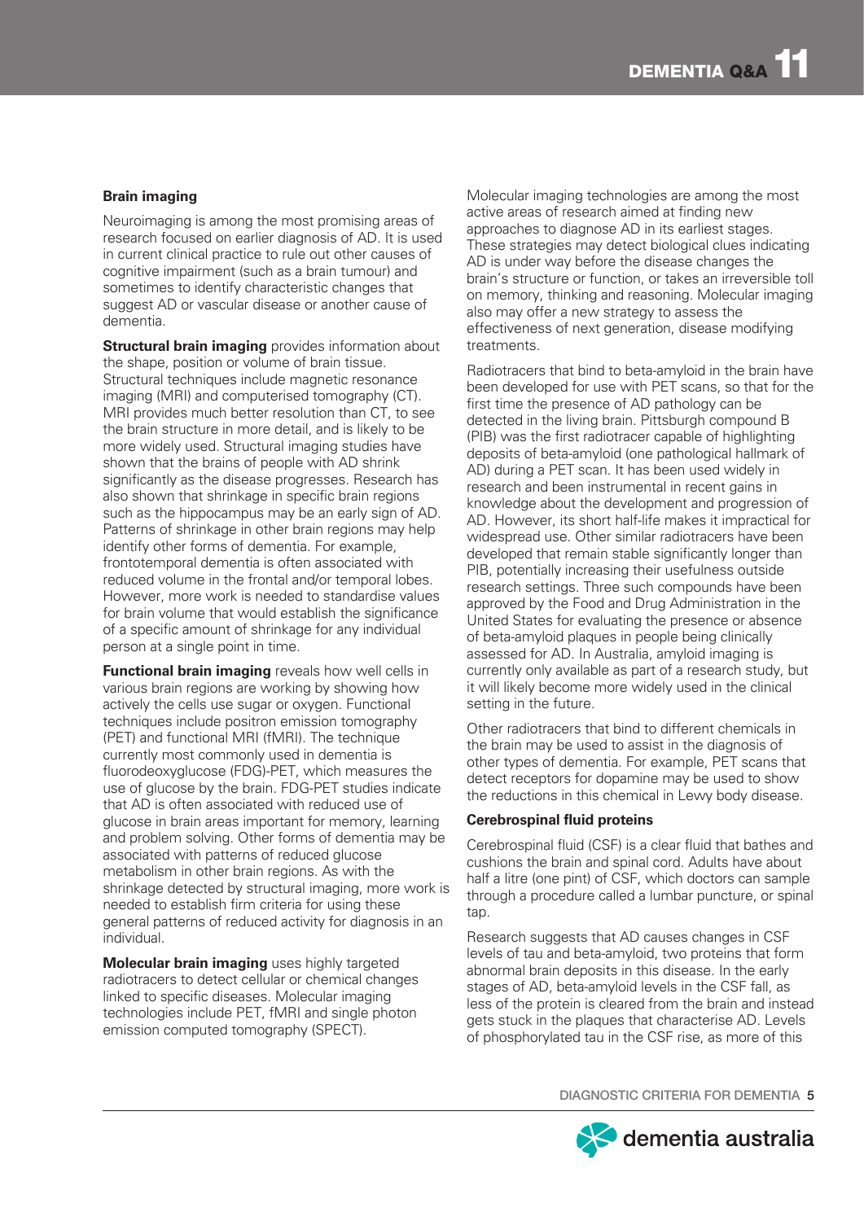### Brain imaging

Neuroimaging is among the most promising areas of research focused on earlier diagnosis of AD. It is used in current clinical practice to rule out other causes of cognitive impairment (such as a brain tumour) and sometimes to identify characteristic changes that suggest AD or vascular disease or another cause of dementia.

**Structural brain imaging** provides information about the shape, position or volume of brain tissue. Structural techniques include magnetic resonance imaging (MRI) and computerised tomography (CT). MRI provides much better resolution than CT, to see the brain structure in more detail, and is likely to be more widely used. Structural imaging studies have shown that the brains of people with AD shrink significantly as the disease progresses. Research has also shown that shrinkage in specific brain regions such as the hippocampus may be an early sign of AD. Patterns of shrinkage in other brain regions may help identify other forms of dementia. For example, frontotemporal dementia is often associated with reduced volume in the frontal and/or temporal lobes. However, more work is needed to standardise values for brain volume that would establish the significance of a specific amount of shrinkage for any individual person at a single point in time.

**Functional brain imaging** reveals how well cells in various brain regions are working by showing how actively the cells use sugar or oxygen. Functional techniques include positron emission tomography (PET) and functional MRI (fMRI). The technique currently most commonly used in dementia is fluorodeoxyglucose (FDG)-PET, which measures the use of glucose by the brain. FDG-PET studies indicate that AD is often associated with reduced use of glucose in brain areas important for memory, learning and problem solving. Other forms of dementia may be associated with patterns of reduced glucose metabolism in other brain regions. As with the shrinkage detected by structural imaging, more work is needed to establish firm criteria for using these general patterns of reduced activity for diagnosis in an individual.

**Molecular brain imaging** uses highly targeted radiotracers to detect cellular or chemical changes linked to specific diseases. Molecular imaging technologies include PET, fMRI and single photon emission computed tomography (SPECT).

Molecular imaging technologies are among the most active areas of research aimed at finding new approaches to diagnose AD in its earliest stages. These strategies may detect biological clues indicating AD is under way before the disease changes the brain's structure or function, or takes an irreversible toll on memory, thinking and reasoning. Molecular imaging also may offer a new strategy to assess the effectiveness of next generation, disease modifying treatments.

Radiotracers that bind to beta-amyloid in the brain have been developed for use with PET scans, so that for the first time the presence of AD pathology can be detected in the living brain. Pittsburgh compound B (PIB) was the first radiotracer capable of highlighting deposits of beta-amyloid (one pathological hallmark of AD) during a PET scan. It has been used widely in research and been instrumental in recent gains in knowledge about the development and progression of AD. However, its short half-life makes it impractical for widespread use. Other similar radiotracers have been developed that remain stable significantly longer than PIB, potentially increasing their usefulness outside research settings. Three such compounds have been approved by the Food and Drug Administration in the United States for evaluating the presence or absence of beta-amyloid plaques in people being clinically assessed for AD. In Australia, amyloid imaging is currently only available as part of a research study, but it will likely become more widely used in the clinical setting in the future.

Other radiotracers that bind to different chemicals in the brain may be used to assist in the diagnosis of other types of dementia. For example, PET scans that detect receptors for dopamine may be used to show the reductions in this chemical in Lewy body disease.

### Cerebrospinal fluid proteins

Cerebrospinal fluid (CSF) is a clear fluid that bathes and cushions the brain and spinal cord. Adults have about half a litre (one pint) of CSF, which doctors can sample through a procedure called a lumbar puncture, or spinal tap.

Research suggests that AD causes changes in CSF levels of tau and beta-amyloid, two proteins that form abnormal brain deposits in this disease. In the early stages of AD, beta-amyloid levels in the CSF fall, as less of the protein is cleared from the brain and instead gets stuck in the plaques that characterise AD. Levels of phosphorylated tau in the CSF rise, as more of this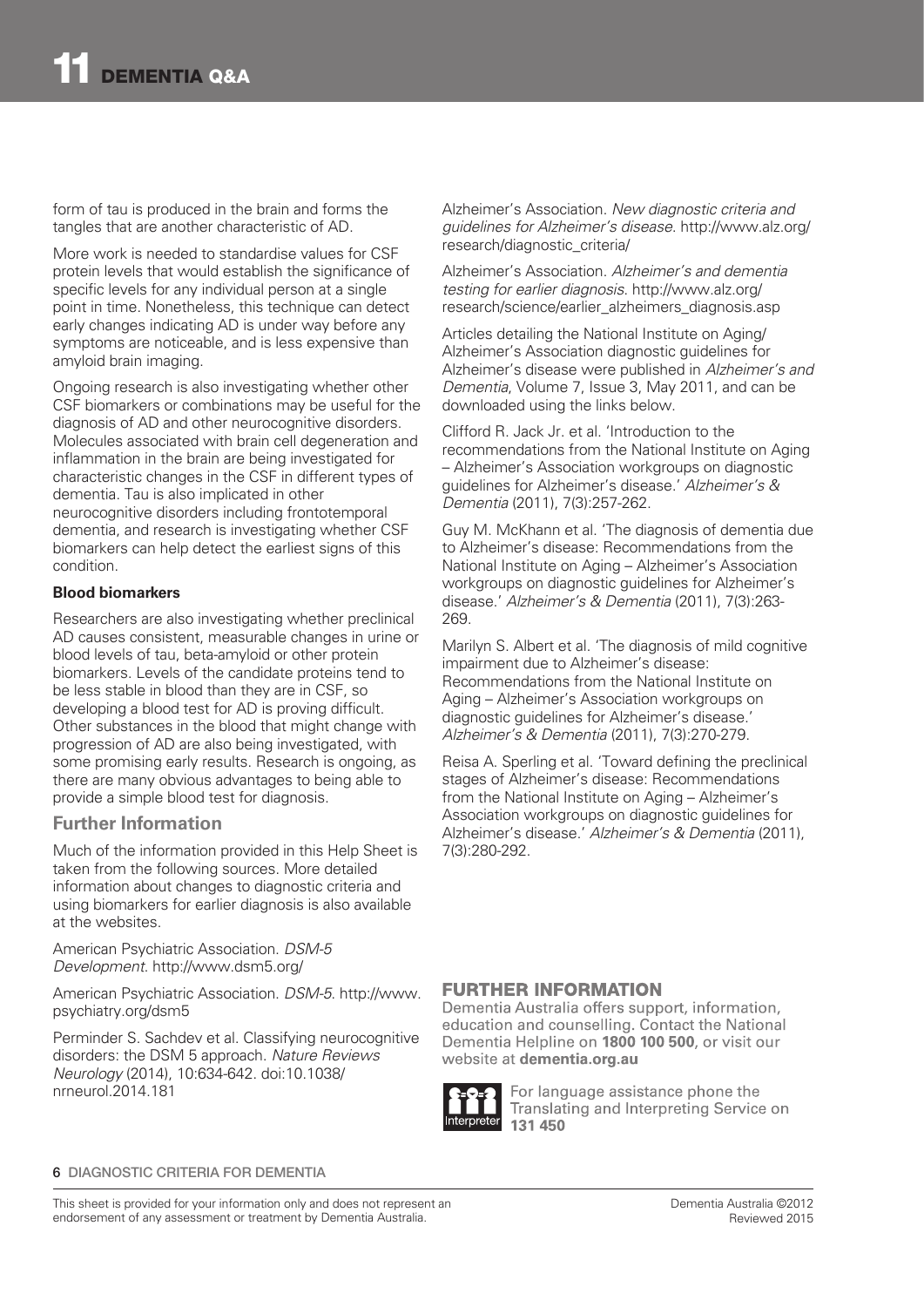form of tau is produced in the brain and forms the tangles that are another characteristic of AD.

More work is needed to standardise values for CSF protein levels that would establish the significance of specific levels for any individual person at a single point in time. Nonetheless, this technique can detect early changes indicating AD is under way before any symptoms are noticeable, and is less expensive than amyloid brain imaging.

Ongoing research is also investigating whether other CSF biomarkers or combinations may be useful for the diagnosis of AD and other neurocognitive disorders. Molecules associated with brain cell degeneration and inflammation in the brain are being investigated for characteristic changes in the CSF in different types of dementia. Tau is also implicated in other neurocognitive disorders including frontotemporal dementia, and research is investigating whether CSF biomarkers can help detect the earliest signs of this condition.

**Blood biomarkers**

Researchers are also investigating whether preclinical AD causes consistent, measurable changes in urine or blood levels of tau, beta-amyloid or other protein biomarkers. Levels of the candidate proteins tend to be less stable in blood than they are in CSF, so developing a blood test for AD is proving difficult. Other substances in the blood that might change with progression of AD are also being investigated, with some promising early results. Research is ongoing, as there are many obvious advantages to being able to provide a simple blood test for diagnosis.

## Further Information

Much of the information provided in this Help Sheet is taken from the following sources. More detailed information about changes to diagnostic criteria and using biomarkers for earlier diagnosis is also available at the websites.

American Psychiatric Association. *DSM-5 Development*. http://www.dsm5.org/

American Psychiatric Association. *DSM-5*. http://www.psychiatry.org/dsm5

Perminder S. Sachdev et al. Classifying neurocognitive disorders: the DSM 5 approach. *Nature Reviews Neurology* (2014), 10:634-642. doi:10.1038/nrneurol.2014.181

Alzheimer's Association. *New diagnostic criteria and guidelines for Alzheimer's disease*. http://www.alz.org/research/diagnostic_criteria/

Alzheimer's Association. *Alzheimer's and dementia testing for earlier diagnosis*. http://www.alz.org/research/science/earlier_alzheimers_diagnosis.asp

Articles detailing the National Institute on Aging/Alzheimer's Association diagnostic guidelines for Alzheimer's disease were published in *Alzheimer's and Dementia*, Volume 7, Issue 3, May 2011, and can be downloaded using the links below.

Clifford R. Jack Jr. et al. 'Introduction to the recommendations from the National Institute on Aging – Alzheimer's Association workgroups on diagnostic guidelines for Alzheimer's disease.' *Alzheimer's & Dementia* (2011), 7(3):257-262.

Guy M. McKhann et al. 'The diagnosis of dementia due to Alzheimer's disease: Recommendations from the National Institute on Aging – Alzheimer's Association workgroups on diagnostic guidelines for Alzheimer's disease.' *Alzheimer's & Dementia* (2011), 7(3):263-269.

Marilyn S. Albert et al. 'The diagnosis of mild cognitive impairment due to Alzheimer's disease: Recommendations from the National Institute on Aging – Alzheimer's Association workgroups on diagnostic guidelines for Alzheimer's disease.' *Alzheimer's & Dementia* (2011), 7(3):270-279.

Reisa A. Sperling et al. 'Toward defining the preclinical stages of Alzheimer's disease: Recommendations from the National Institute on Aging – Alzheimer's Association workgroups on diagnostic guidelines for Alzheimer's disease.' *Alzheimer's & Dementia* (2011), 7(3):280-292.

## FURTHER INFORMATION

Dementia Australia offers support, information, education and counselling. Contact the National Dementia Helpline on **1800 100 500**, or visit our website at **dementia.org.au**

For language assistance phone the Translating and Interpreting Service on **131 450**

This sheet is provided for your information only and does not represent an endorsement of any assessment or treatment by Dementia Australia.

Dementia Australia ©2012
Reviewed 2015